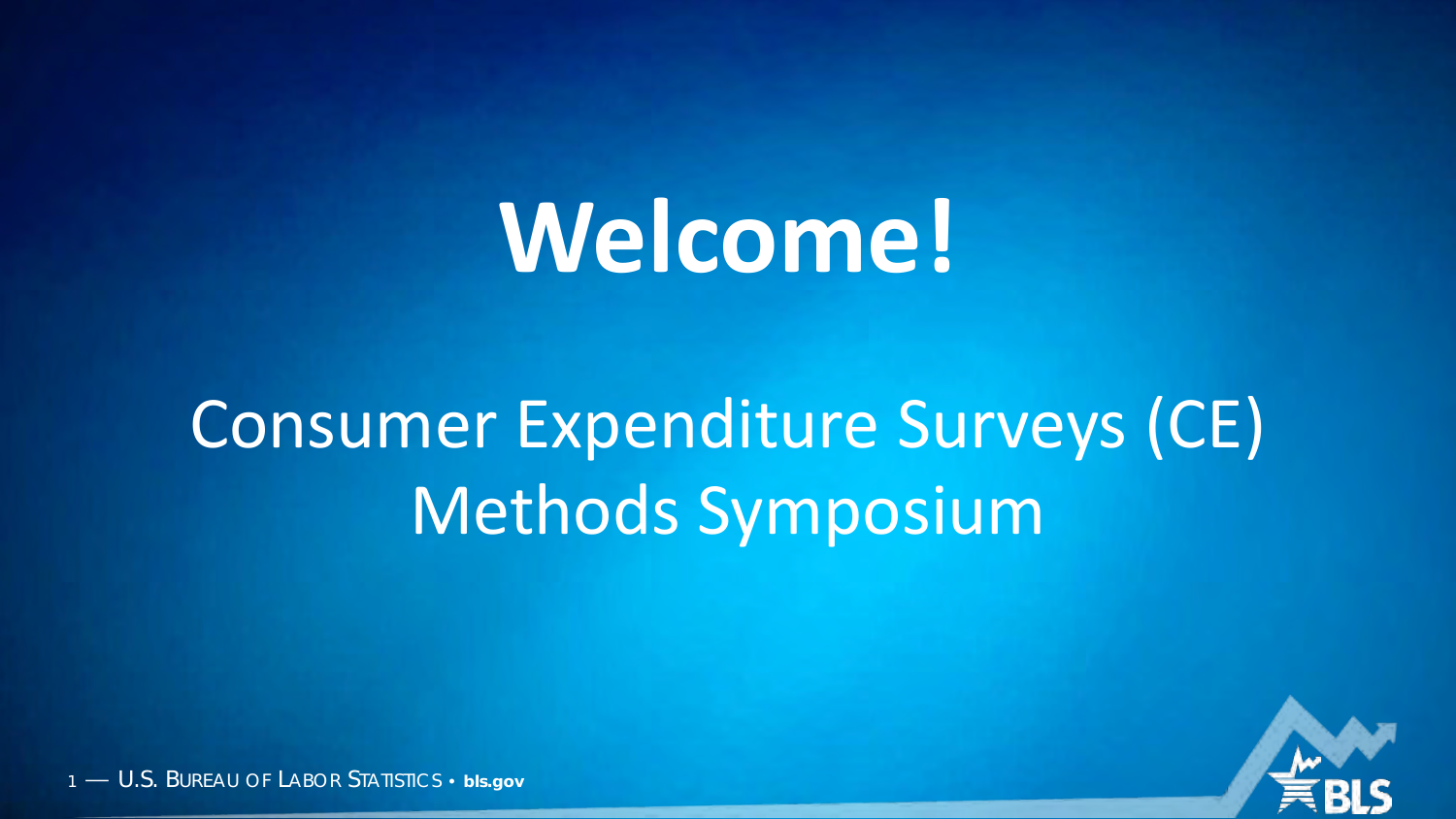# Welcome!

Consumer Expenditure Surveys (CE) Methods Symposium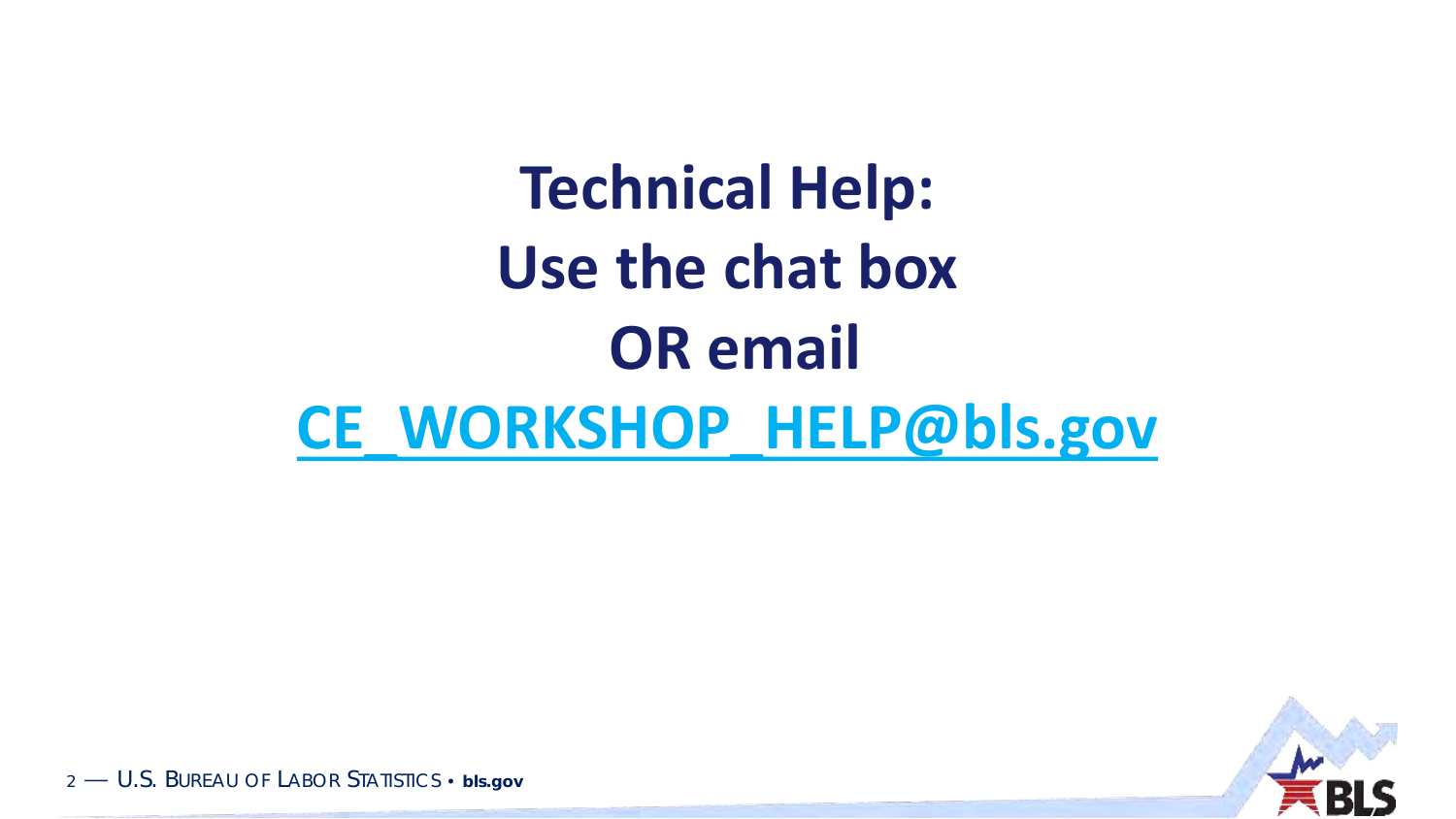# Technical Help: Use the chat box OR email CE_WORKSHOP_HELP@bls.gov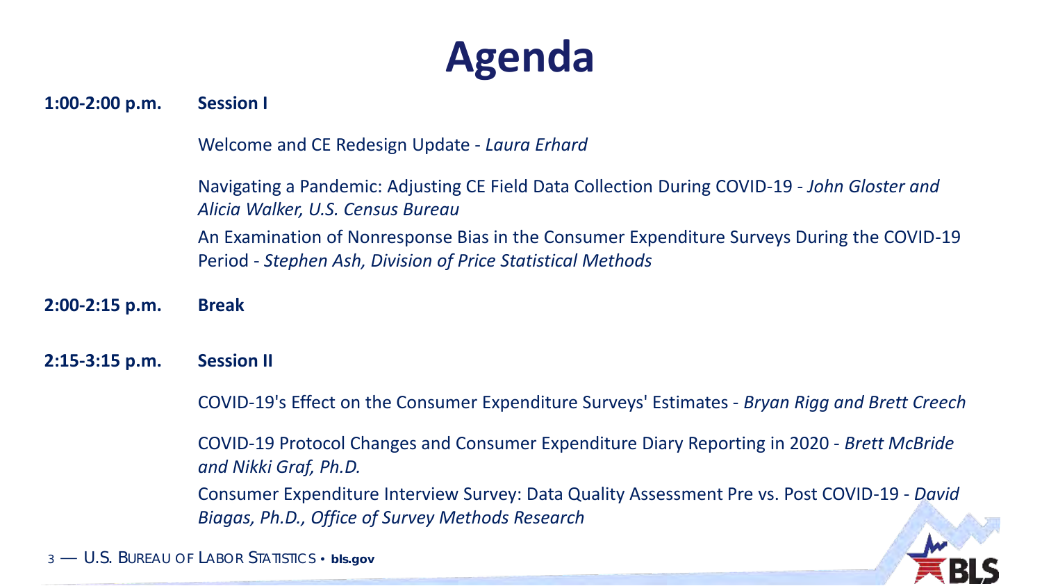# Agenda

**1:00-2:00 p.m.** **Session I**

Welcome and CE Redesign Update - *Laura Erhard*

Navigating a Pandemic: Adjusting CE Field Data Collection During COVID-19 - *John Gloster and Alicia Walker, U.S. Census Bureau*

An Examination of Nonresponse Bias in the Consumer Expenditure Surveys During the COVID-19 Period - *Stephen Ash, Division of Price Statistical Methods*

**2:00-2:15 p.m.** **Break**

**2:15-3:15 p.m.** **Session II**

COVID-19's Effect on the Consumer Expenditure Surveys' Estimates - *Bryan Rigg and Brett Creech*

COVID-19 Protocol Changes and Consumer Expenditure Diary Reporting in 2020 - *Brett McBride and Nikki Graf, Ph.D.*

Consumer Expenditure Interview Survey: Data Quality Assessment Pre vs. Post COVID-19 - *David Biagas, Ph.D., Office of Survey Methods Research*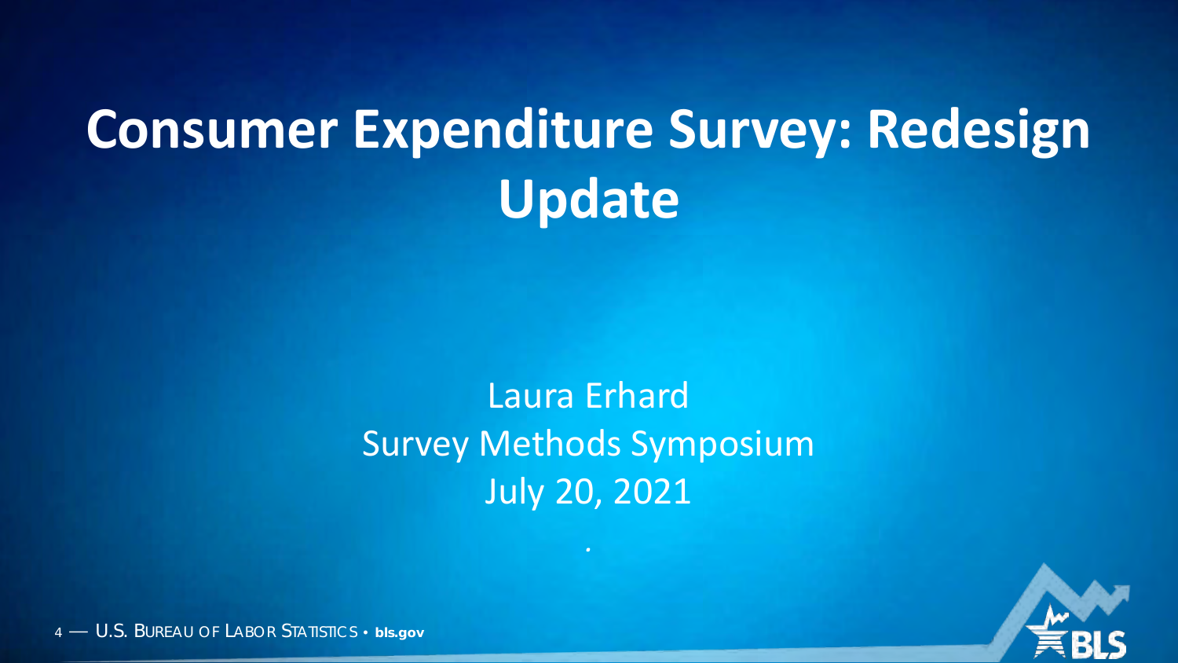# Consumer Expenditure Survey: Redesign Update

Laura Erhard

Survey Methods Symposium

July 20, 2021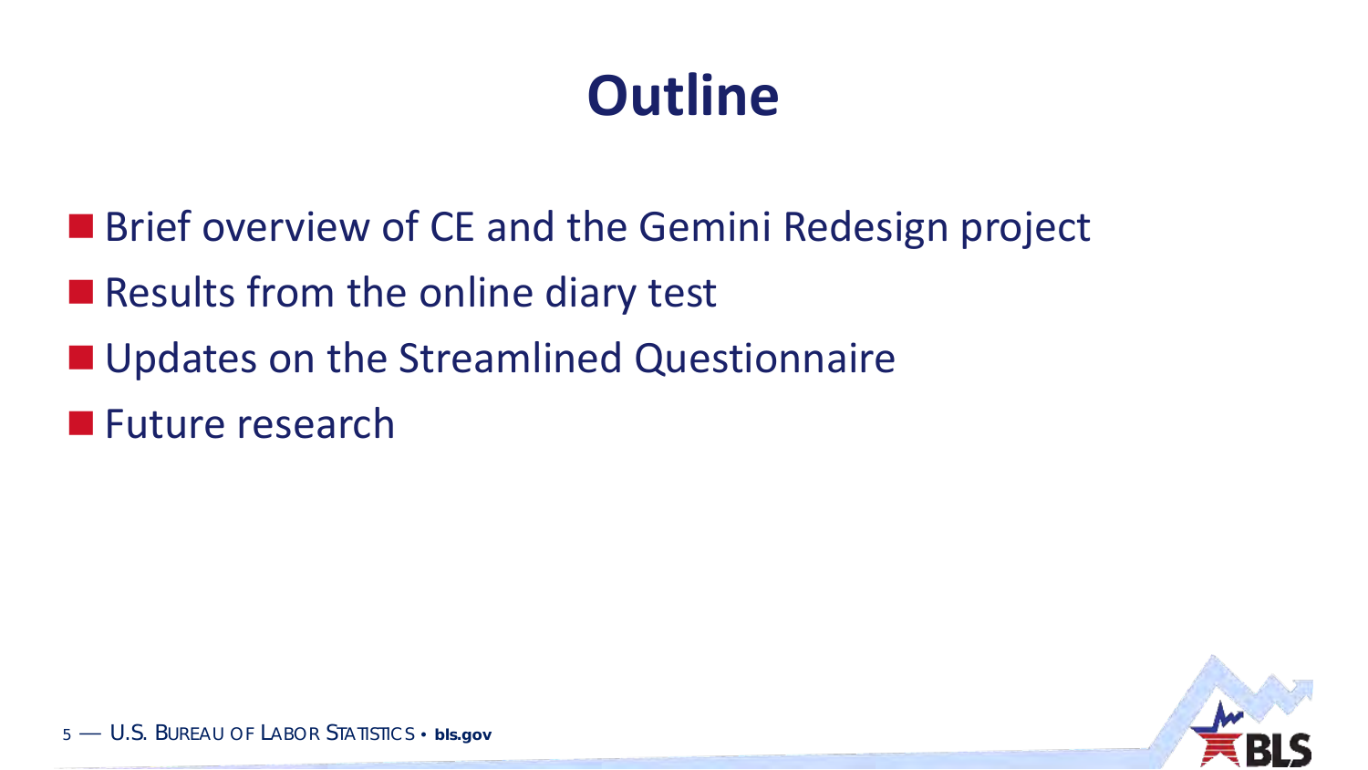# Outline

- Brief overview of CE and the Gemini Redesign project
- Results from the online diary test
- Updates on the Streamlined Questionnaire
- Future research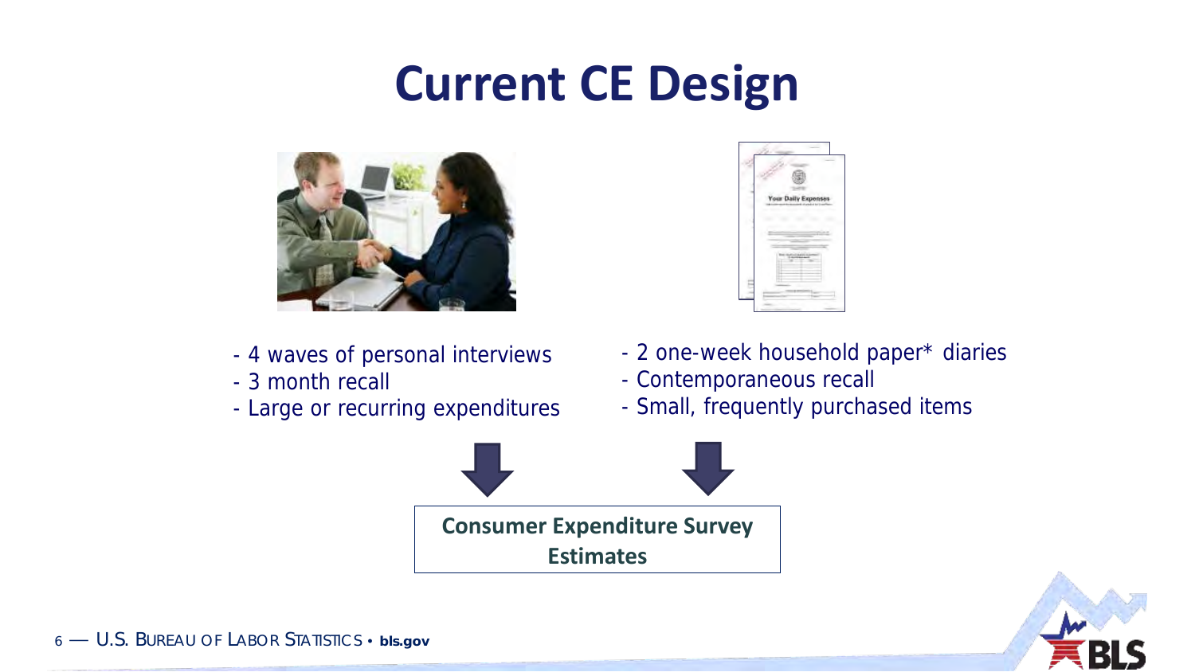# Current CE Design

- 4 waves of personal interviews
- 3 month recall
- Large or recurring expenditures

- 2 one-week household paper* diaries
- Contemporaneous recall
- Small, frequently purchased items

**Consumer Expenditure Survey Estimates**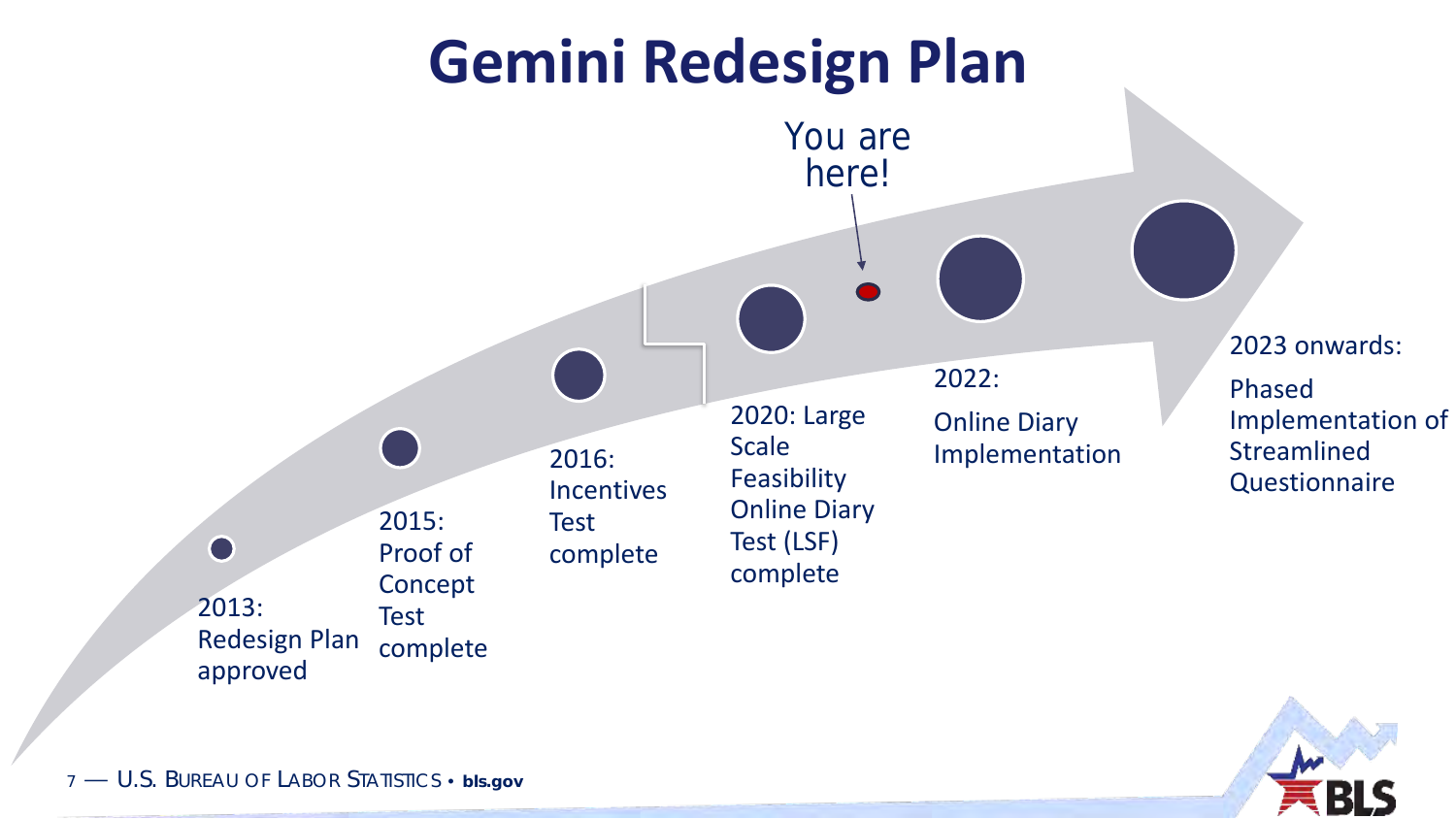# Gemini Redesign Plan

You are here!

- 2013: Redesign Plan approved
- 2015: Proof of Concept Test complete
- 2016: Incentives Test complete
- 2020: Large Scale Feasibility Online Diary Test (LSF) complete
- 2022: Online Diary Implementation
- 2023 onwards: Phased Implementation of Streamlined Questionnaire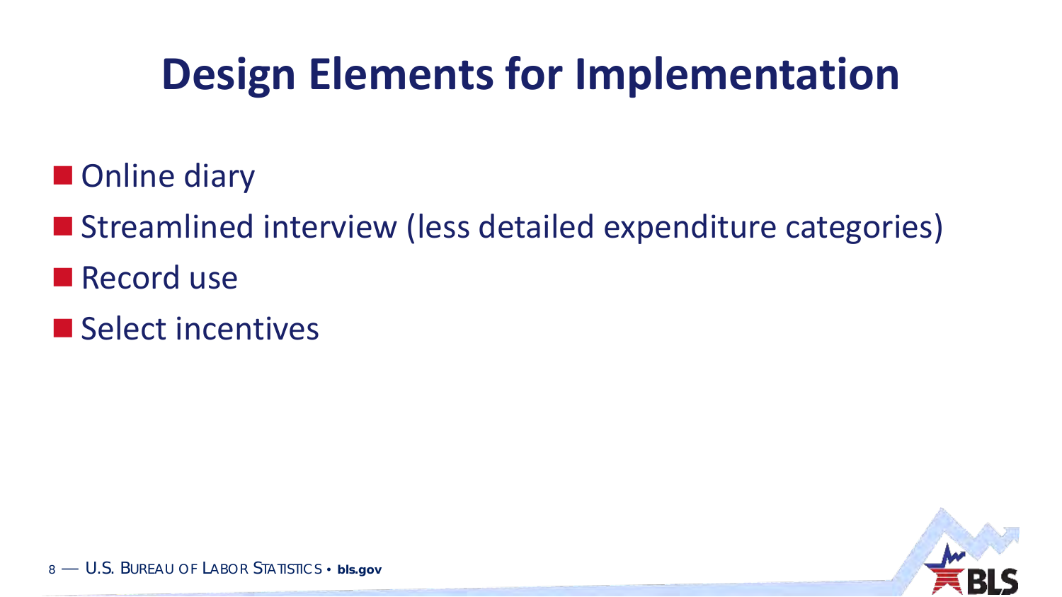# Design Elements for Implementation

- Online diary
- Streamlined interview (less detailed expenditure categories)
- Record use
- Select incentives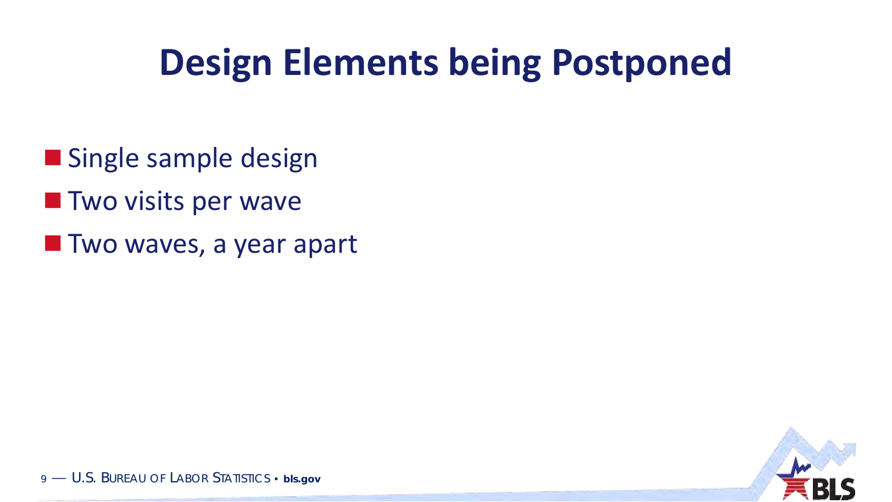# Design Elements being Postponed

- Single sample design
- Two visits per wave
- Two waves, a year apart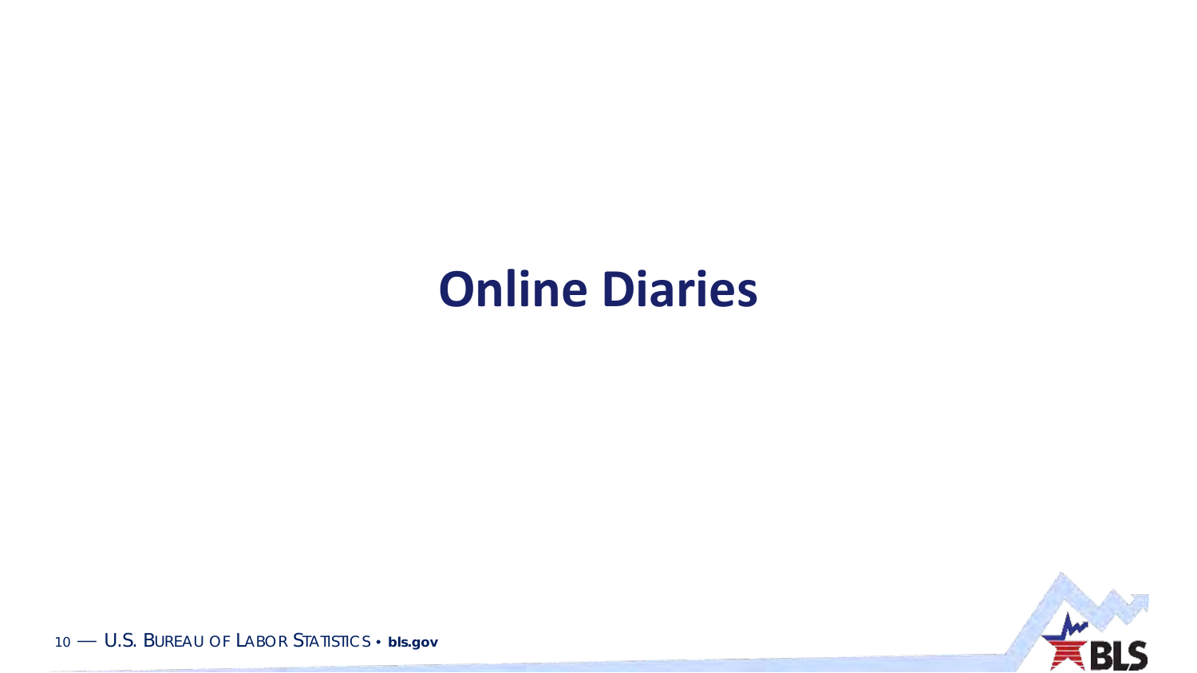# Online Diaries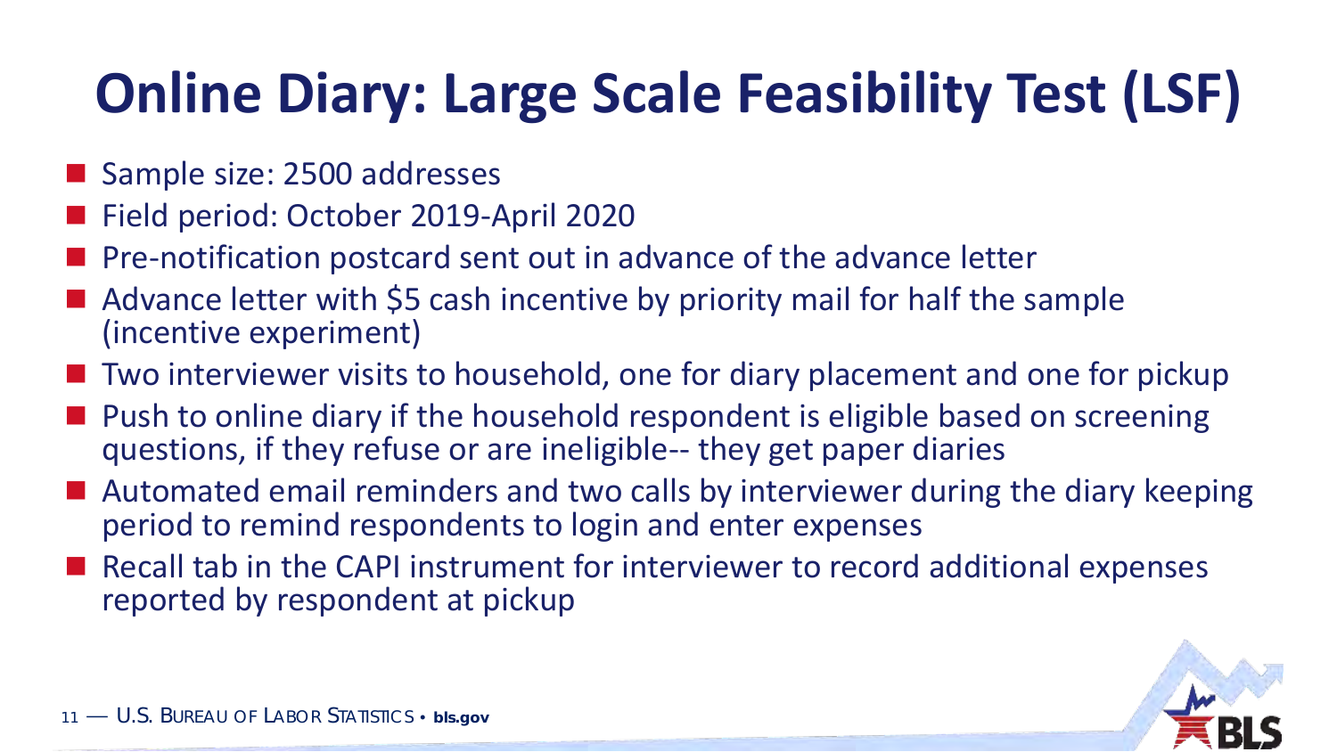# Online Diary: Large Scale Feasibility Test (LSF)

- Sample size: 2500 addresses
- Field period: October 2019-April 2020
- Pre-notification postcard sent out in advance of the advance letter
- Advance letter with $5 cash incentive by priority mail for half the sample (incentive experiment)
- Two interviewer visits to household, one for diary placement and one for pickup
- Push to online diary if the household respondent is eligible based on screening questions, if they refuse or are ineligible-- they get paper diaries
- Automated email reminders and two calls by interviewer during the diary keeping period to remind respondents to login and enter expenses
- Recall tab in the CAPI instrument for interviewer to record additional expenses reported by respondent at pickup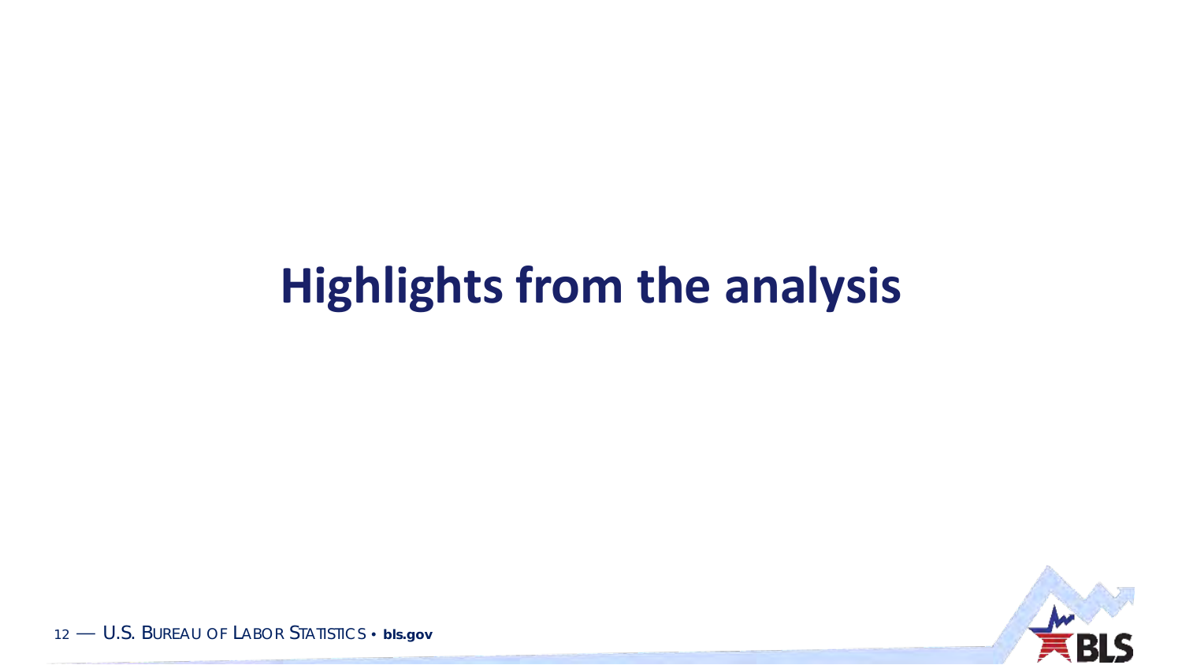# Highlights from the analysis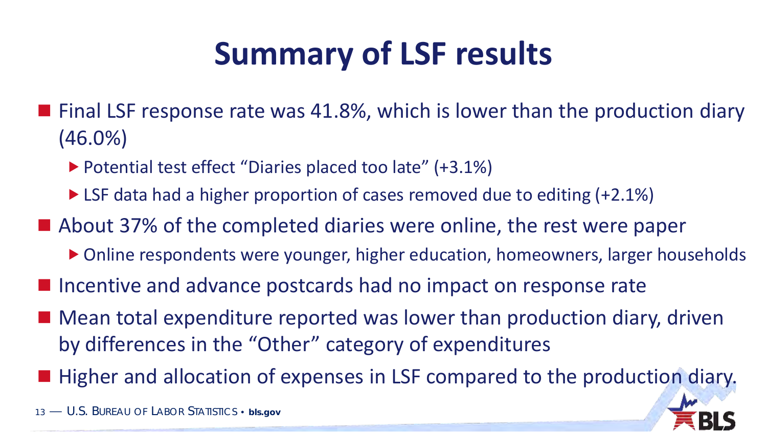# Summary of LSF results

- Final LSF response rate was 41.8%, which is lower than the production diary (46.0%)
  - Potential test effect “Diaries placed too late” (+3.1%)
  - LSF data had a higher proportion of cases removed due to editing (+2.1%)
- About 37% of the completed diaries were online, the rest were paper
  - Online respondents were younger, higher education, homeowners, larger households
- Incentive and advance postcards had no impact on response rate
- Mean total expenditure reported was lower than production diary, driven by differences in the “Other” category of expenditures
- Higher and allocation of expenses in LSF compared to the production diary.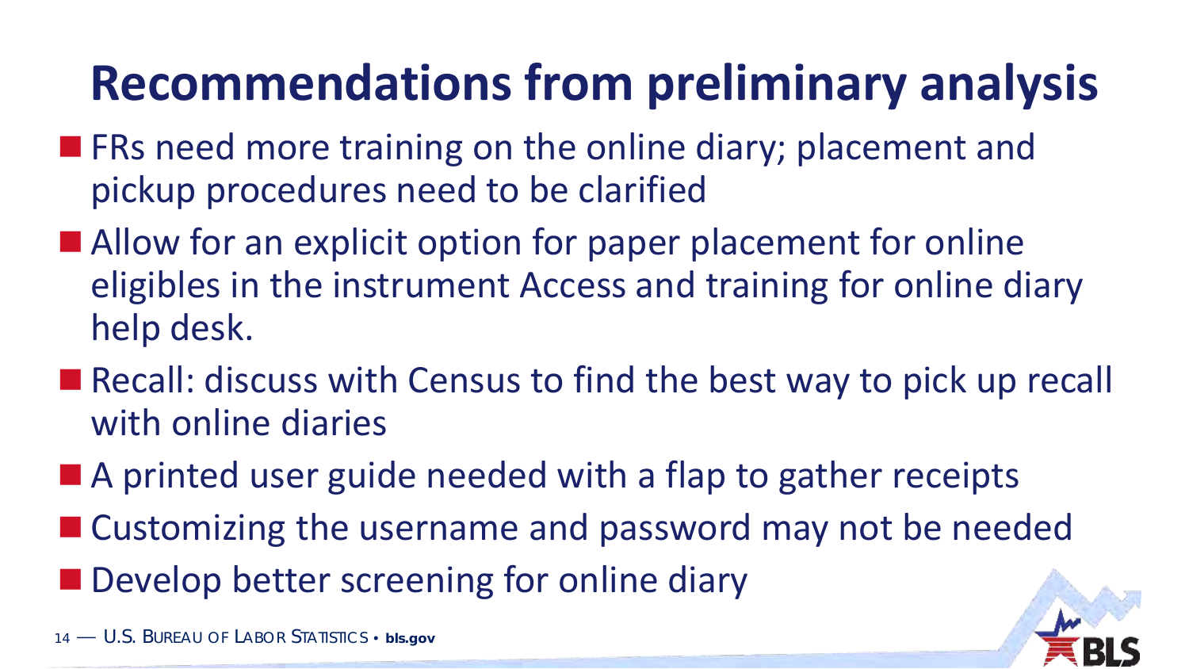# Recommendations from preliminary analysis

- FRs need more training on the online diary; placement and pickup procedures need to be clarified
- Allow for an explicit option for paper placement for online eligibles in the instrument Access and training for online diary help desk.
- Recall: discuss with Census to find the best way to pick up recall with online diaries
- A printed user guide needed with a flap to gather receipts
- Customizing the username and password may not be needed
- Develop better screening for online diary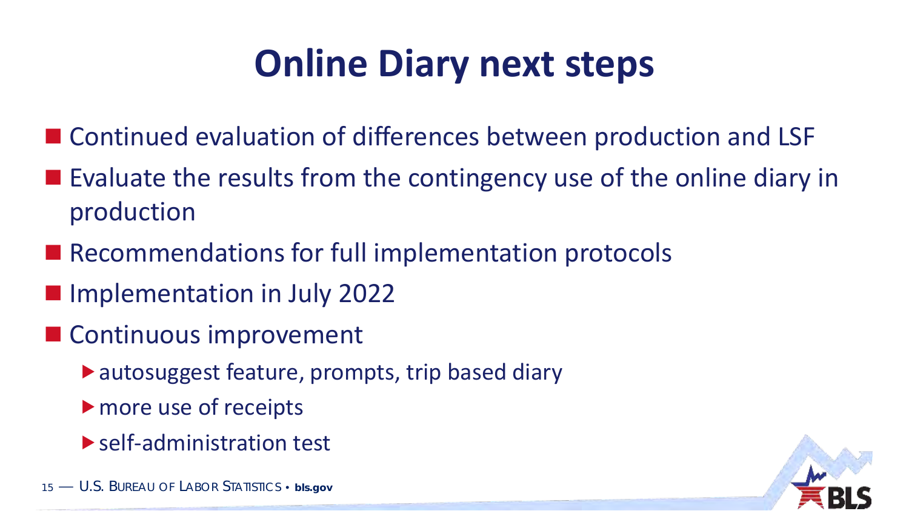# Online Diary next steps

- Continued evaluation of differences between production and LSF
- Evaluate the results from the contingency use of the online diary in production
- Recommendations for full implementation protocols
- Implementation in July 2022
- Continuous improvement
  - autosuggest feature, prompts, trip based diary
  - more use of receipts
  - self-administration test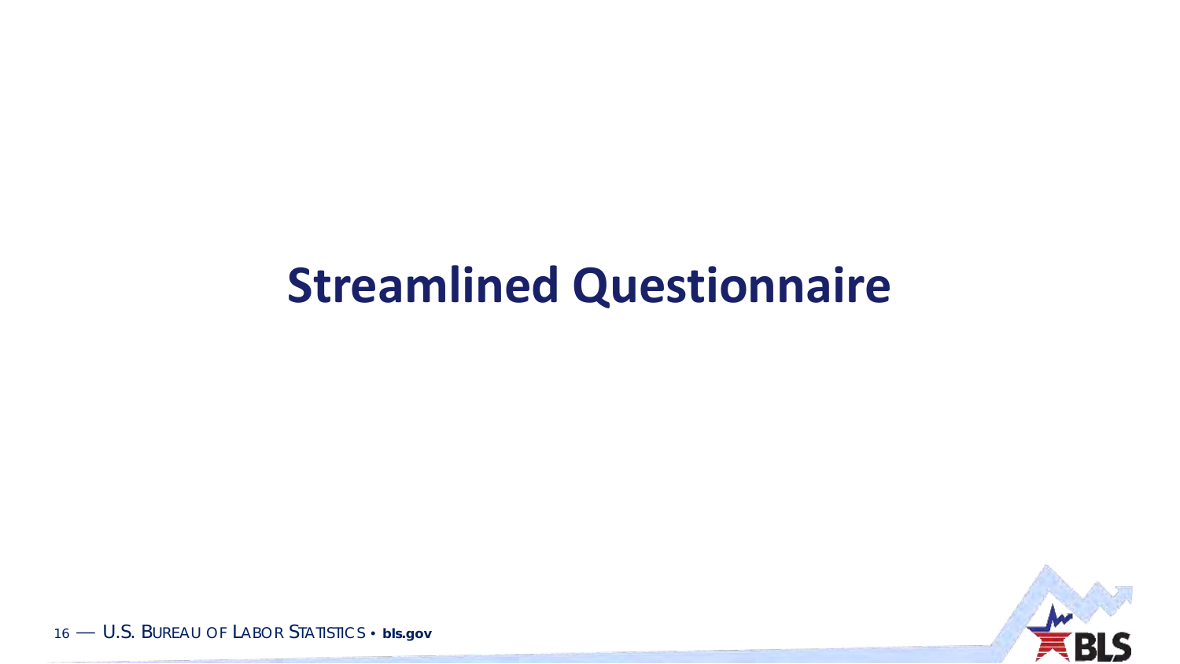# Streamlined Questionnaire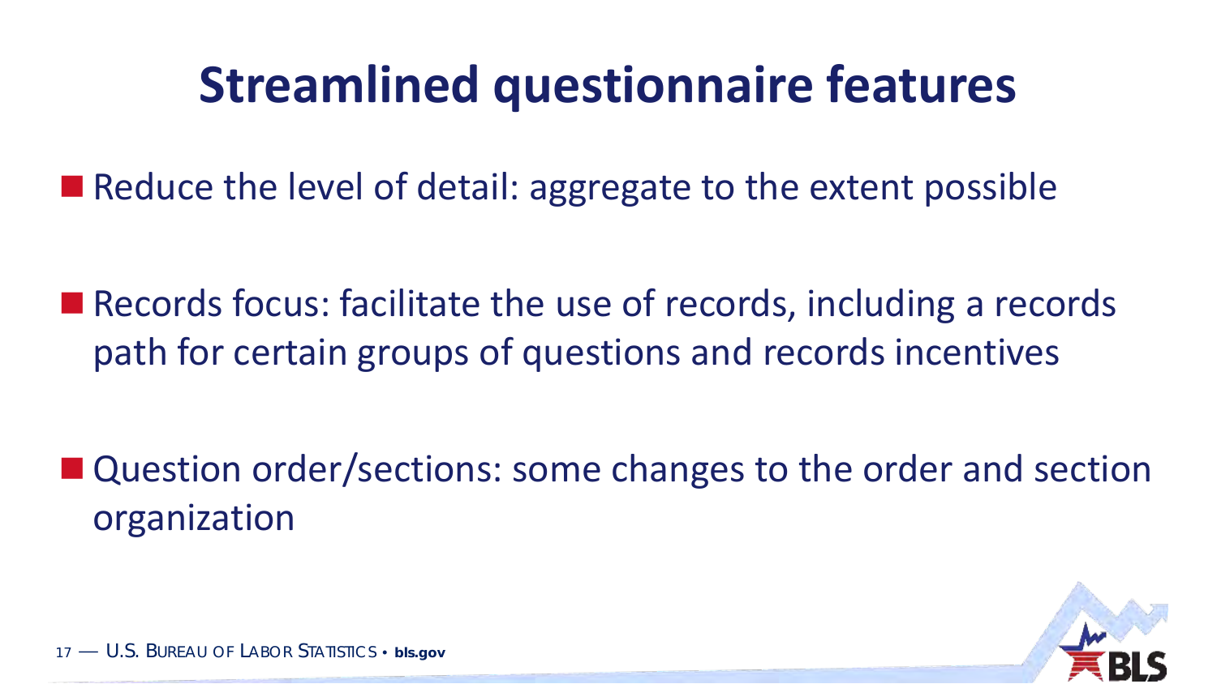# Streamlined questionnaire features

- Reduce the level of detail: aggregate to the extent possible
- Records focus: facilitate the use of records, including a records path for certain groups of questions and records incentives
- Question order/sections: some changes to the order and section organization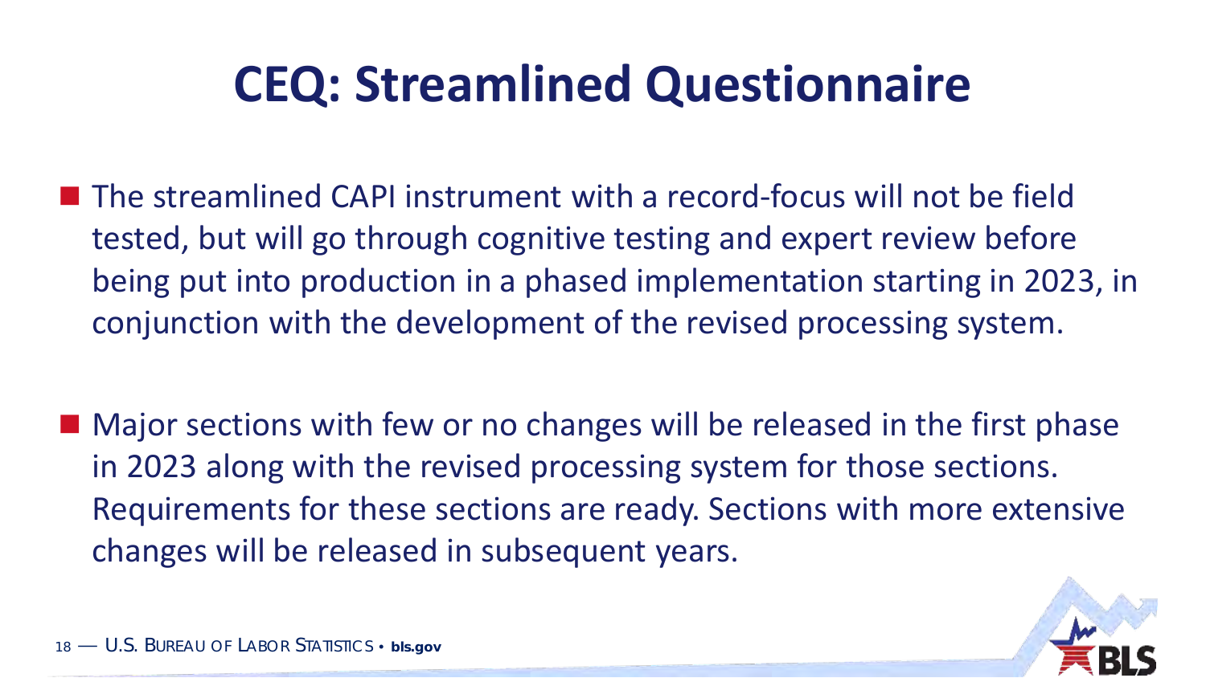# CEQ: Streamlined Questionnaire

- The streamlined CAPI instrument with a record-focus will not be field tested, but will go through cognitive testing and expert review before being put into production in a phased implementation starting in 2023, in conjunction with the development of the revised processing system.

- Major sections with few or no changes will be released in the first phase in 2023 along with the revised processing system for those sections. Requirements for these sections are ready. Sections with more extensive changes will be released in subsequent years.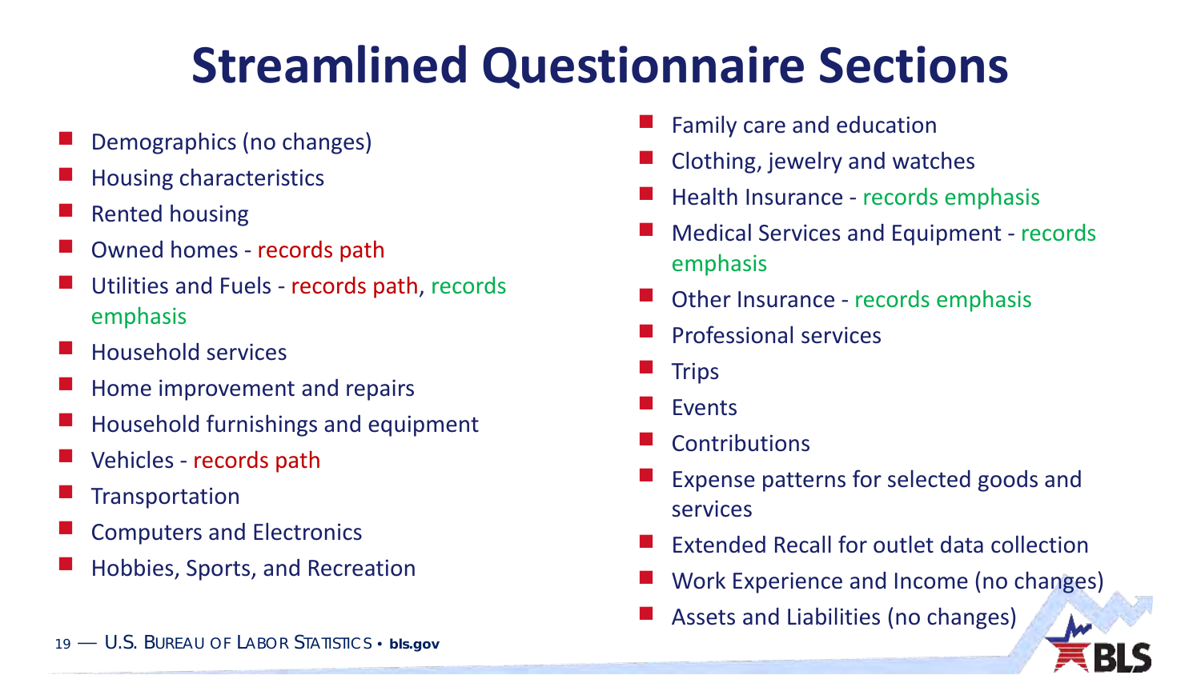# Streamlined Questionnaire Sections

- Demographics (no changes)
- Housing characteristics
- Rented housing
- Owned homes - records path
- Utilities and Fuels - records path, records emphasis
- Household services
- Home improvement and repairs
- Household furnishings and equipment
- Vehicles - records path
- Transportation
- Computers and Electronics
- Hobbies, Sports, and Recreation
- Family care and education
- Clothing, jewelry and watches
- Health Insurance - records emphasis
- Medical Services and Equipment - records emphasis
- Other Insurance - records emphasis
- Professional services
- Trips
- Events
- Contributions
- Expense patterns for selected goods and services
- Extended Recall for outlet data collection
- Work Experience and Income (no changes)
- Assets and Liabilities (no changes)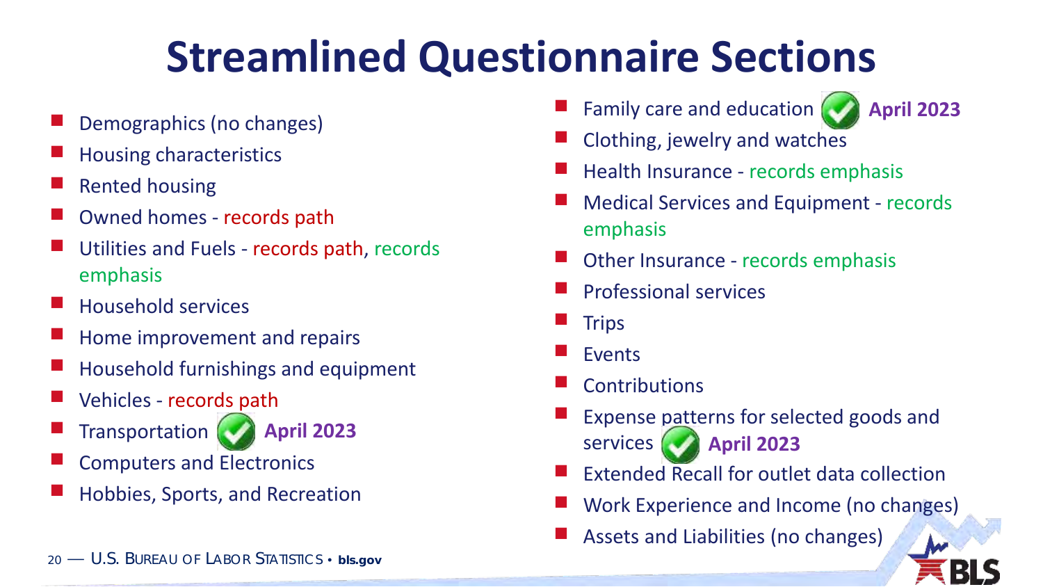# Streamlined Questionnaire Sections

- Demographics (no changes)
- Housing characteristics
- Rented housing
- Owned homes - records path
- Utilities and Fuels - records path, records emphasis
- Household services
- Home improvement and repairs
- Household furnishings and equipment
- Vehicles - records path
- Transportation ✓ **April 2023**
- Computers and Electronics
- Hobbies, Sports, and Recreation
- Family care and education ✓ **April 2023**
- Clothing, jewelry and watches
- Health Insurance - records emphasis
- Medical Services and Equipment - records emphasis
- Other Insurance - records emphasis
- Professional services
- Trips
- Events
- Contributions
- Expense patterns for selected goods and services ✓ **April 2023**
- Extended Recall for outlet data collection
- Work Experience and Income (no changes)
- Assets and Liabilities (no changes)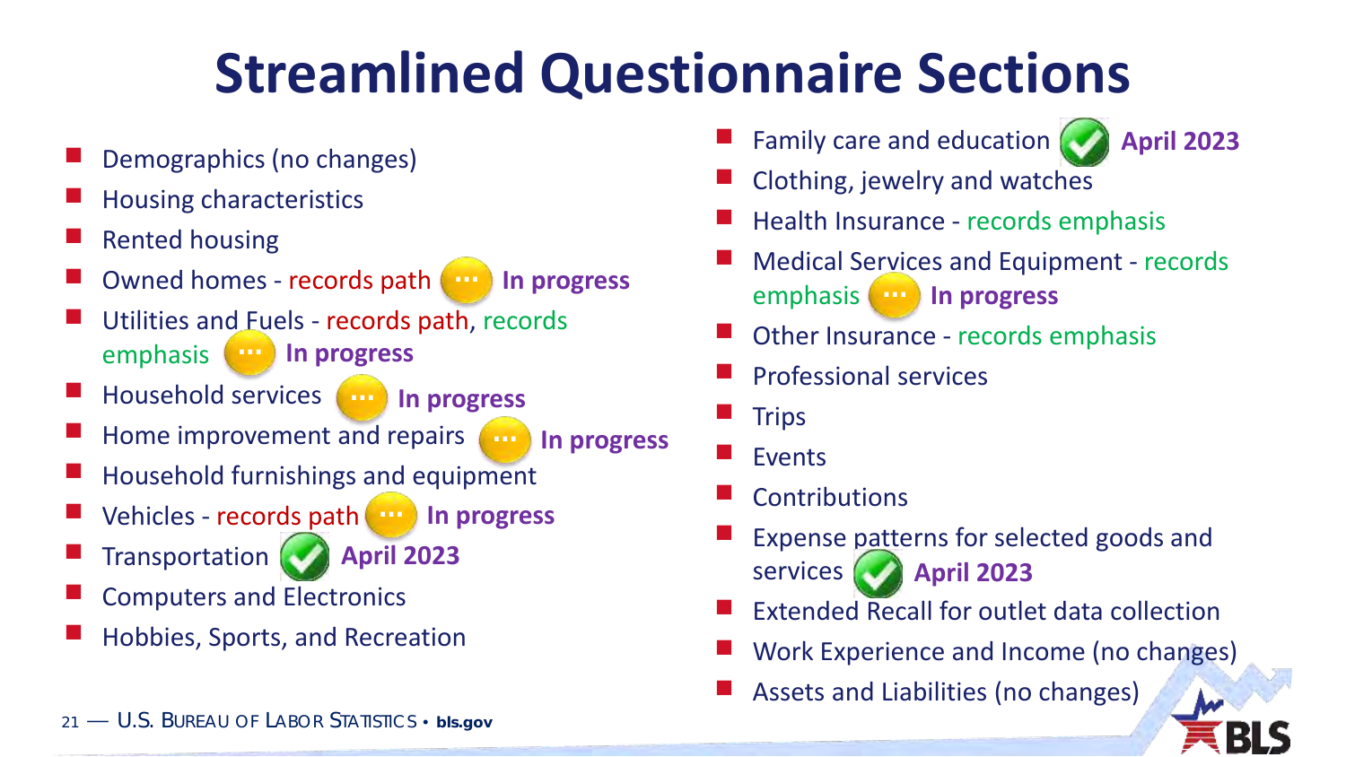# Streamlined Questionnaire Sections

- Demographics (no changes)
- Housing characteristics
- Rented housing
- Owned homes - records path **In progress**
- Utilities and Fuels - records path, records emphasis **In progress**
- Household services **In progress**
- Home improvement and repairs **In progress**
- Household furnishings and equipment
- Vehicles - records path **In progress**
- Transportation **April 2023**
- Computers and Electronics
- Hobbies, Sports, and Recreation
- Family care and education **April 2023**
- Clothing, jewelry and watches
- Health Insurance - records emphasis
- Medical Services and Equipment - records emphasis **In progress**
- Other Insurance - records emphasis
- Professional services
- Trips
- Events
- Contributions
- Expense patterns for selected goods and services **April 2023**
- Extended Recall for outlet data collection
- Work Experience and Income (no changes)
- Assets and Liabilities (no changes)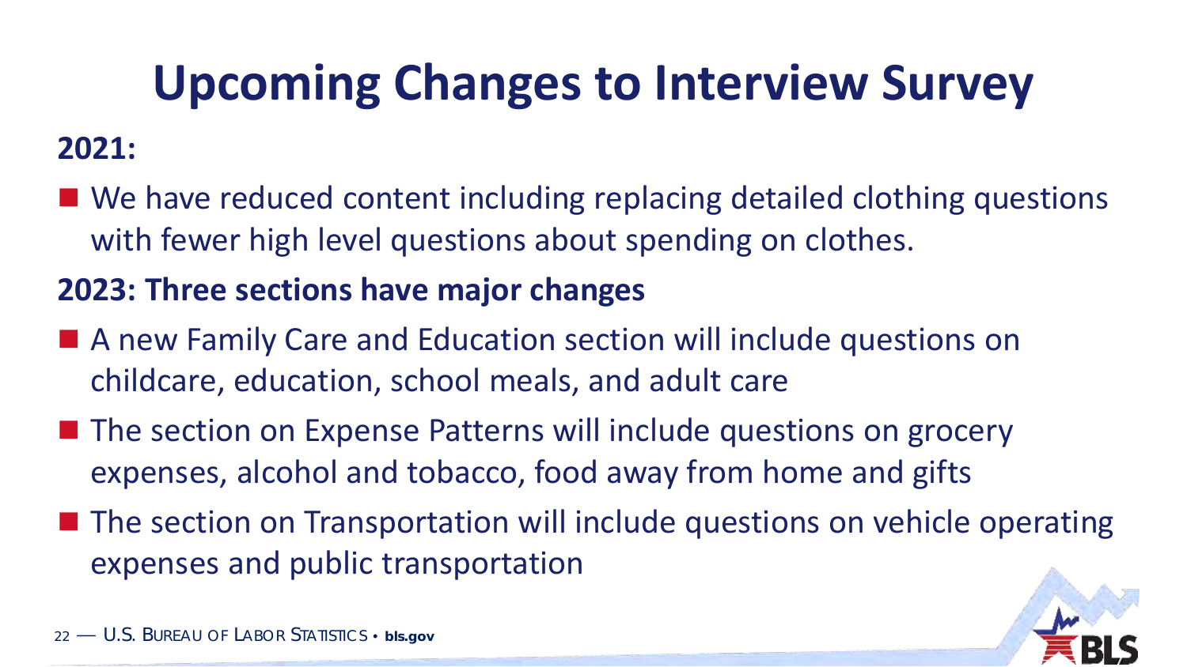# Upcoming Changes to Interview Survey

**2021:**

- We have reduced content including replacing detailed clothing questions with fewer high level questions about spending on clothes.

**2023: Three sections have major changes**

- A new Family Care and Education section will include questions on childcare, education, school meals, and adult care
- The section on Expense Patterns will include questions on grocery expenses, alcohol and tobacco, food away from home and gifts
- The section on Transportation will include questions on vehicle operating expenses and public transportation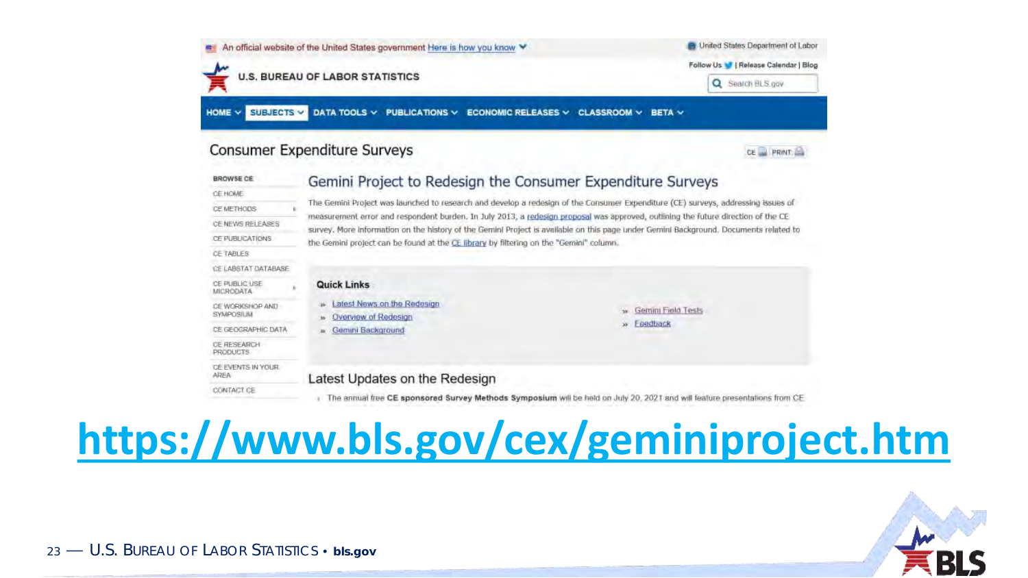An official website of the United States government Here is how you know

United States Department of Labor

U.S. BUREAU OF LABOR STATISTICS

Follow Us | Release Calendar | Blog

Search BLS.gov

HOME | SUBJECTS | DATA TOOLS | PUBLICATIONS | ECONOMIC RELEASES | CLASSROOM | BETA

# Consumer Expenditure Surveys

CE | PRINT

**BROWSE CE**

- CE HOME
- CE METHODS
- CE NEWS RELEASES
- CE PUBLICATIONS
- CE TABLES
- CE LABSTAT DATABASE
- CE PUBLIC USE MICRODATA
- CE WORKSHOP AND SYMPOSIUM
- CE GEOGRAPHIC DATA
- CE RESEARCH PRODUCTS
- CE EVENTS IN YOUR AREA
- CONTACT CE

## Gemini Project to Redesign the Consumer Expenditure Surveys

The Gemini Project was launched to research and develop a redesign of the Consumer Expenditure (CE) surveys, addressing issues of measurement error and respondent burden. In July 2013, a redesign proposal was approved, outlining the future direction of the CE survey. More information on the history of the Gemini Project is available on this page under Gemini Background. Documents related to the Gemini project can be found at the CE library by filtering on the "Gemini" column.

**Quick Links**

- Latest News on the Redesign
- Overview of Redesign
- Gemini Background
- Gemini Field Tests
- Feedback

## Latest Updates on the Redesign

- The annual free **CE sponsored Survey Methods Symposium** will be held on July 20, 2021 and will feature presentations from CE

# https://www.bls.gov/cex/geminiproject.htm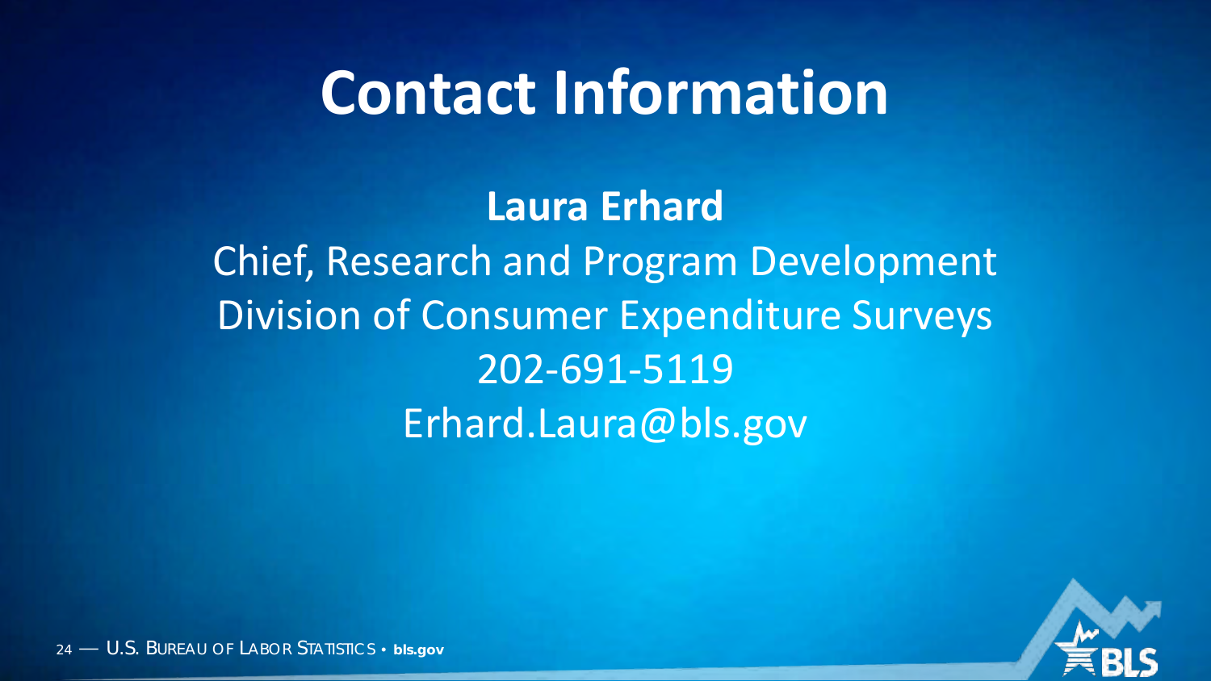# Contact Information

**Laura Erhard**

Chief, Research and Program Development

Division of Consumer Expenditure Surveys

202-691-5119

Erhard.Laura@bls.gov